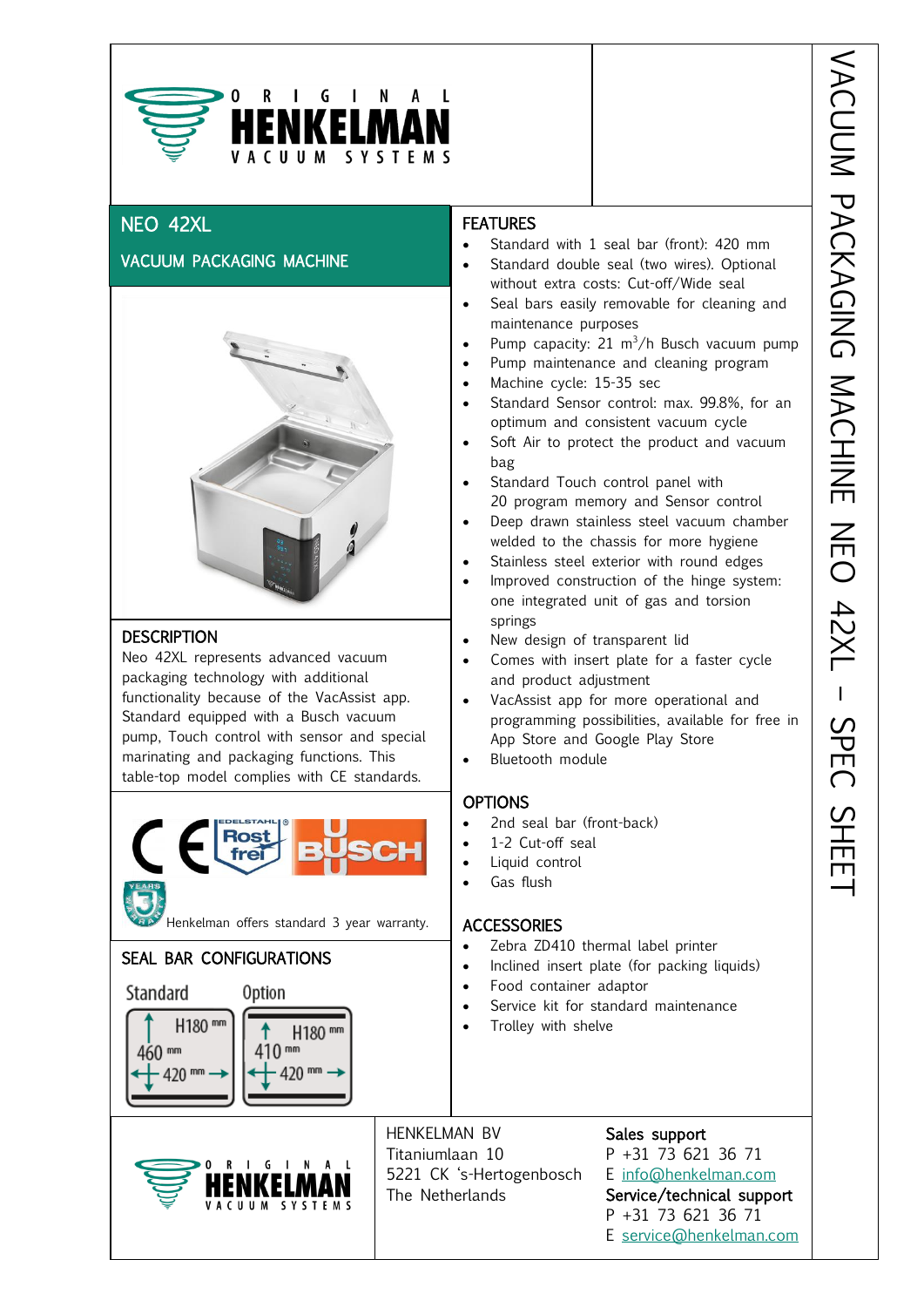# ORIGINAL HENKELMAN VACUUM SYSTEMS

VACUUM PACKAGING MACHINE NEO 42XL – SPEC SHEET

## NEO 42XL

## VACUUM PACKAGING MACHINE

## DESCRIPTION

Neo 42XL represents advanced vacuum packaging technology with additional functionality because of the VacAssist app. Standard equipped with a Busch vacuum pump, Touch control with sensor and special marinating and packaging functions. This table-top model complies with CE standards.

Henkelman offers standard 3 year warranty.

## SEAL BAR CONFIGURATIONS

Standard
H180 mm
460 mm
420 mm

Option
H180 mm
410 mm
420 mm

## FEATURES

- Standard with 1 seal bar (front): 420 mm
- Standard double seal (two wires). Optional without extra costs: Cut-off/Wide seal
- Seal bars easily removable for cleaning and maintenance purposes
- Pump capacity: 21 $m^3$/h Busch vacuum pump
- Pump maintenance and cleaning program
- Machine cycle: 15-35 sec
- Standard Sensor control: max. 99.8%, for an optimum and consistent vacuum cycle
- Soft Air to protect the product and vacuum bag
- Standard Touch control panel with 20 program memory and Sensor control
- Deep drawn stainless steel vacuum chamber welded to the chassis for more hygiene
- Stainless steel exterior with round edges
- Improved construction of the hinge system: one integrated unit of gas and torsion springs
- New design of transparent lid
- Comes with insert plate for a faster cycle and product adjustment
- VacAssist app for more operational and programming possibilities, available for free in App Store and Google Play Store
- Bluetooth module

## OPTIONS

- 2nd seal bar (front-back)
- 1-2 Cut-off seal
- Liquid control
- Gas flush

## ACCESSORIES

- Zebra ZD410 thermal label printer
- Inclined insert plate (for packing liquids)
- Food container adaptor
- Service kit for standard maintenance
- Trolley with shelve

HENKELMAN BV
Titaniumlaan 10
5221 CK 's-Hertogenbosch
The Netherlands

**Sales support**
P +31 73 621 36 71
E info@henkelman.com

**Service/technical support**
P +31 73 621 36 71
E service@henkelman.com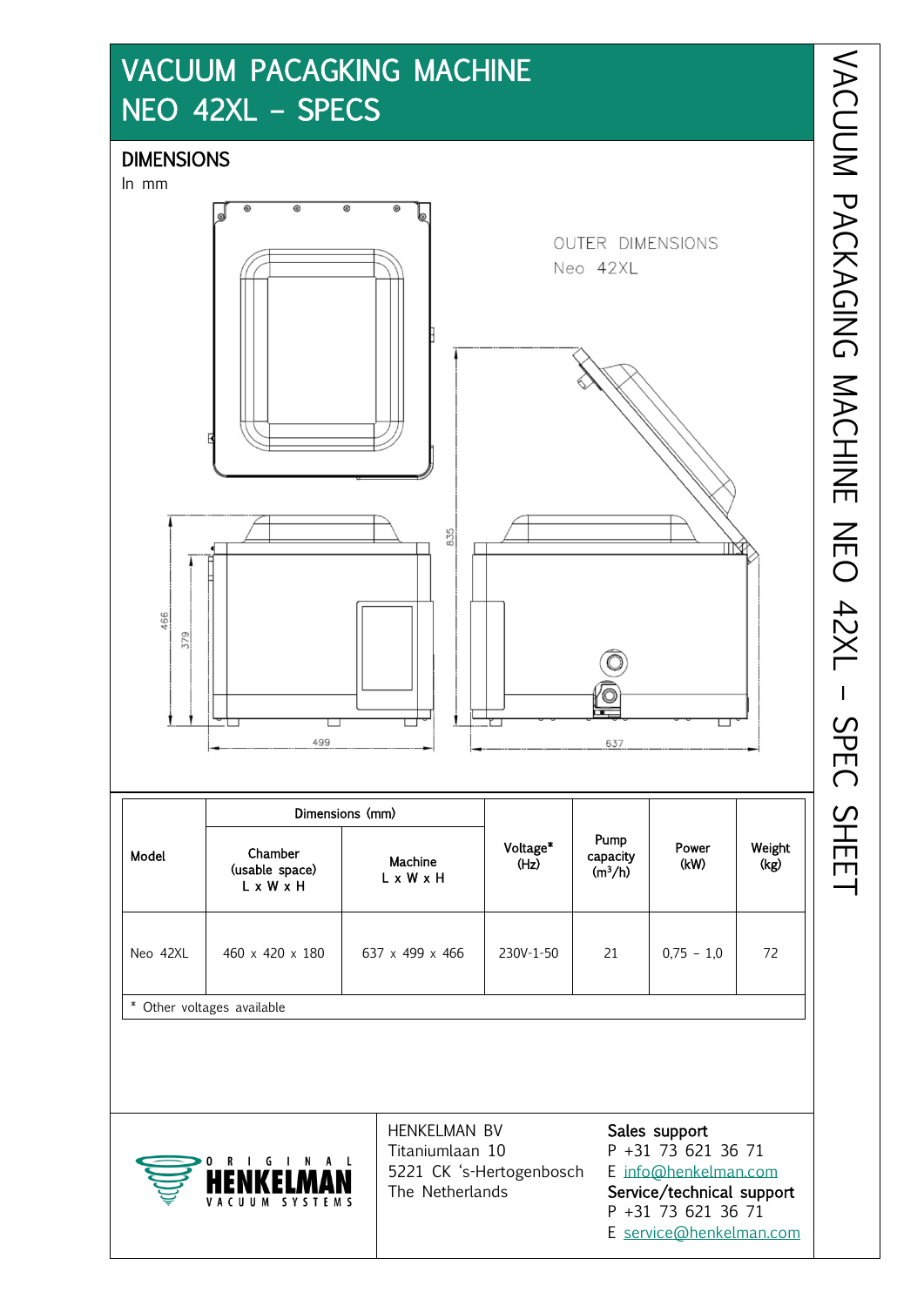# VACUUM PACAGKING MACHINE
# NEO 42XL – SPECS

VACUUM PACKAGING MACHINE NEO 42XL – SPEC SHEET

## DIMENSIONS

In mm

OUTER DIMENSIONS

Neo 42XL

835

466

379

499

637

| Model | Dimensions (mm) | | Voltage* (Hz) | Pump capacity ($m^3$/h) | Power (kW) | Weight (kg) |
|---|---|---|---|---|---|---|
| | Chamber (usable space) L x W x H | Machine L x W x H | | | | |
| Neo 42XL | 460 x 420 x 180 | 637 x 499 x 466 | 230V-1-50 | 21 | 0,75 – 1,0 | 72 |

* Other voltages available

ORIGINAL HENKELMAN VACUUM SYSTEMS

HENKELMAN BV
Titaniumlaan 10
5221 CK 's-Hertogenbosch
The Netherlands

**Sales support**
P +31 73 621 36 71
E info@henkelman.com

**Service/technical support**
P +31 73 621 36 71
E service@henkelman.com